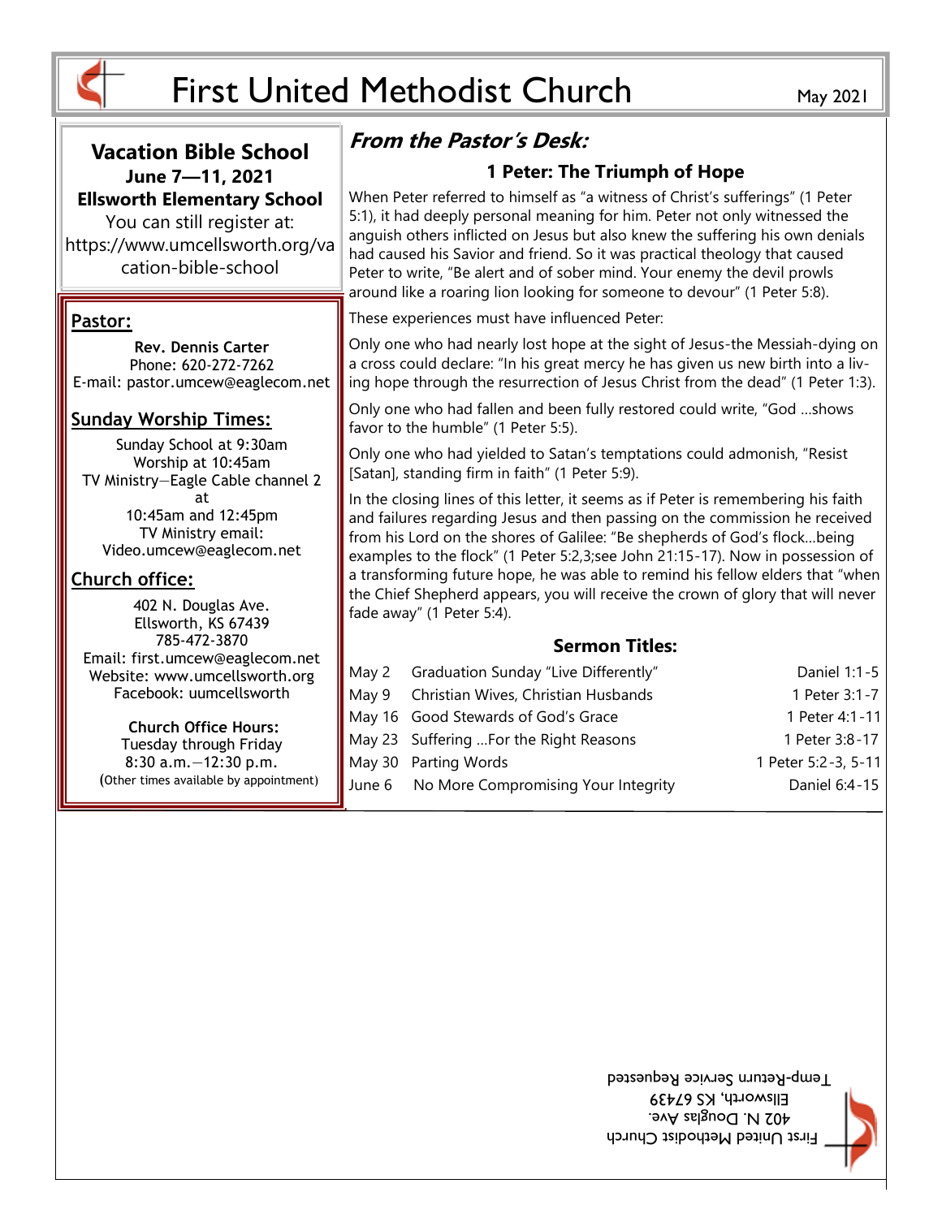# First United Methodist Church

May 2021

## Vacation Bible School

**June 7—11, 2021**

**Ellsworth Elementary School**

You can still register at: https://www.umcellsworth.org/vacation-bible-school

### Pastor:

**Rev. Dennis Carter**
Phone: 620-272-7262
E-mail: pastor.umcew@eaglecom.net

### Sunday Worship Times:

Sunday School at 9:30am
Worship at 10:45am
TV Ministry—Eagle Cable channel 2 at 10:45am and 12:45pm
TV Ministry email: Video.umcew@eaglecom.net

### Church office:

402 N. Douglas Ave.
Ellsworth, KS 67439
785-472-3870
Email: first.umcew@eaglecom.net
Website: www.umcellsworth.org
Facebook: uumcellsworth

**Church Office Hours:**
Tuesday through Friday
8:30 a.m.—12:30 p.m.
(Other times available by appointment)

## *From the Pastor's Desk:*

### 1 Peter: The Triumph of Hope

When Peter referred to himself as "a witness of Christ's sufferings" (1 Peter 5:1), it had deeply personal meaning for him. Peter not only witnessed the anguish others inflicted on Jesus but also knew the suffering his own denials had caused his Savior and friend. So it was practical theology that caused Peter to write, "Be alert and of sober mind. Your enemy the devil prowls around like a roaring lion looking for someone to devour" (1 Peter 5:8).

These experiences must have influenced Peter:

Only one who had nearly lost hope at the sight of Jesus-the Messiah-dying on a cross could declare: "In his great mercy he has given us new birth into a living hope through the resurrection of Jesus Christ from the dead" (1 Peter 1:3).

Only one who had fallen and been fully restored could write, "God …shows favor to the humble" (1 Peter 5:5).

Only one who had yielded to Satan's temptations could admonish, "Resist [Satan], standing firm in faith" (1 Peter 5:9).

In the closing lines of this letter, it seems as if Peter is remembering his faith and failures regarding Jesus and then passing on the commission he received from his Lord on the shores of Galilee: "Be shepherds of God's flock…being examples to the flock" (1 Peter 5:2,3;see John 21:15-17). Now in possession of a transforming future hope, he was able to remind his fellow elders that "when the Chief Shepherd appears, you will receive the crown of glory that will never fade away" (1 Peter 5:4).

### Sermon Titles:

| Date | Title | Scripture |
|---|---|---|
| May 2 | Graduation Sunday "Live Differently" | Daniel 1:1-5 |
| May 9 | Christian Wives, Christian Husbands | 1 Peter 3:1-7 |
| May 16 | Good Stewards of God's Grace | 1 Peter 4:1-11 |
| May 23 | Suffering …For the Right Reasons | 1 Peter 3:8-17 |
| May 30 | Parting Words | 1 Peter 5:2-3, 5-11 |
| June 6 | No More Compromising Your Integrity | Daniel 6:4-15 |

First United Methodist Church
402 N. Douglas Ave.
Ellsworth, KS 67439
Temp-Return Service Requested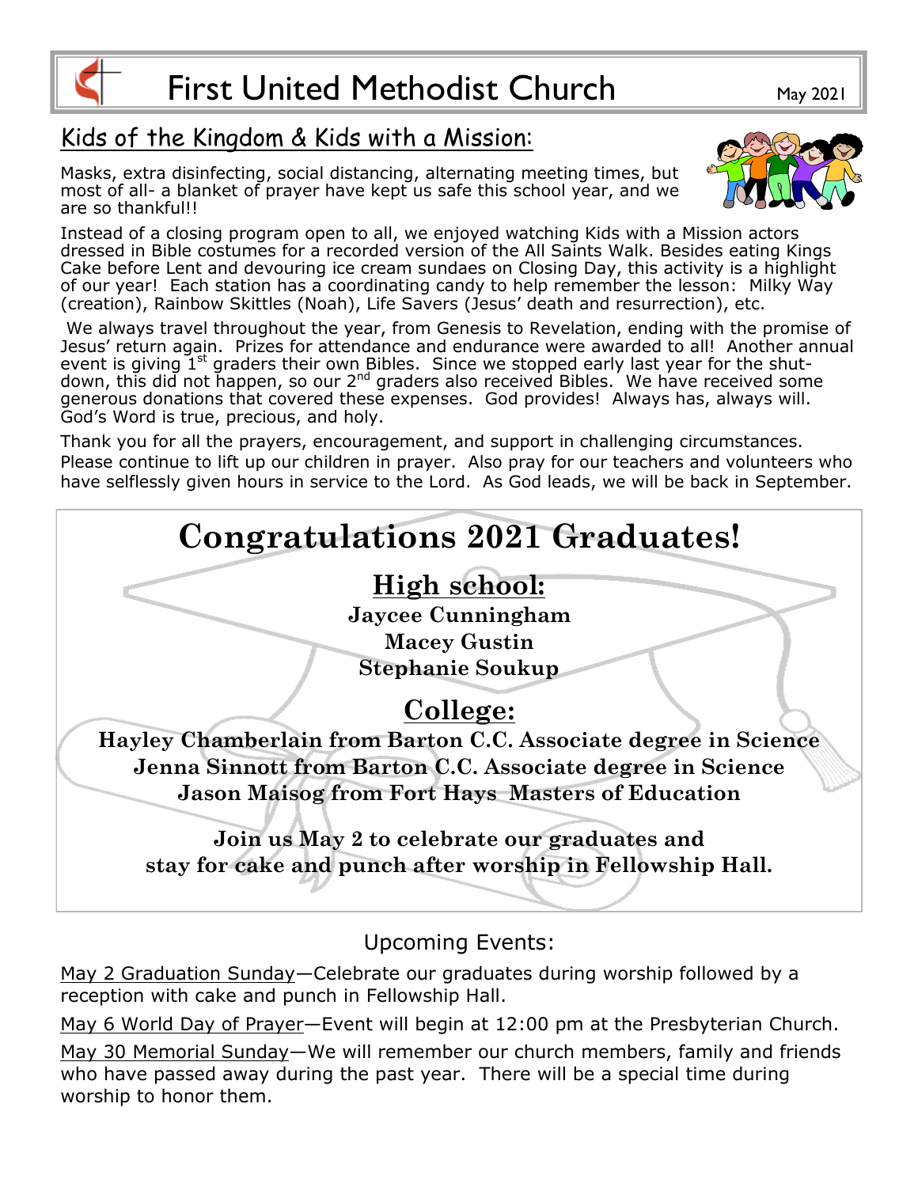# First United Methodist Church

May 2021

## Kids of the Kingdom & Kids with a Mission:

Masks, extra disinfecting, social distancing, alternating meeting times, but most of all- a blanket of prayer have kept us safe this school year, and we are so thankful!!

Instead of a closing program open to all, we enjoyed watching Kids with a Mission actors dressed in Bible costumes for a recorded version of the All Saints Walk. Besides eating Kings Cake before Lent and devouring ice cream sundaes on Closing Day, this activity is a highlight of our year! Each station has a coordinating candy to help remember the lesson: Milky Way (creation), Rainbow Skittles (Noah), Life Savers (Jesus' death and resurrection), etc.

We always travel throughout the year, from Genesis to Revelation, ending with the promise of Jesus' return again. Prizes for attendance and endurance were awarded to all! Another annual event is giving 1st graders their own Bibles. Since we stopped early last year for the shut-down, this did not happen, so our 2nd graders also received Bibles. We have received some generous donations that covered these expenses. God provides! Always has, always will. God's Word is true, precious, and holy.

Thank you for all the prayers, encouragement, and support in challenging circumstances. Please continue to lift up our children in prayer. Also pray for our teachers and volunteers who have selflessly given hours in service to the Lord. As God leads, we will be back in September.

## Congratulations 2021 Graduates!

### High school:

**Jaycee Cunningham**
**Macey Gustin**
**Stephanie Soukup**

### College:

**Hayley Chamberlain from Barton C.C. Associate degree in Science**
**Jenna Sinnott from Barton C.C. Associate degree in Science**
**Jason Maisog from Fort Hays Masters of Education**

**Join us May 2 to celebrate our graduates and stay for cake and punch after worship in Fellowship Hall.**

## Upcoming Events:

May 2 Graduation Sunday—Celebrate our graduates during worship followed by a reception with cake and punch in Fellowship Hall.

May 6 World Day of Prayer—Event will begin at 12:00 pm at the Presbyterian Church.

May 30 Memorial Sunday—We will remember our church members, family and friends who have passed away during the past year. There will be a special time during worship to honor them.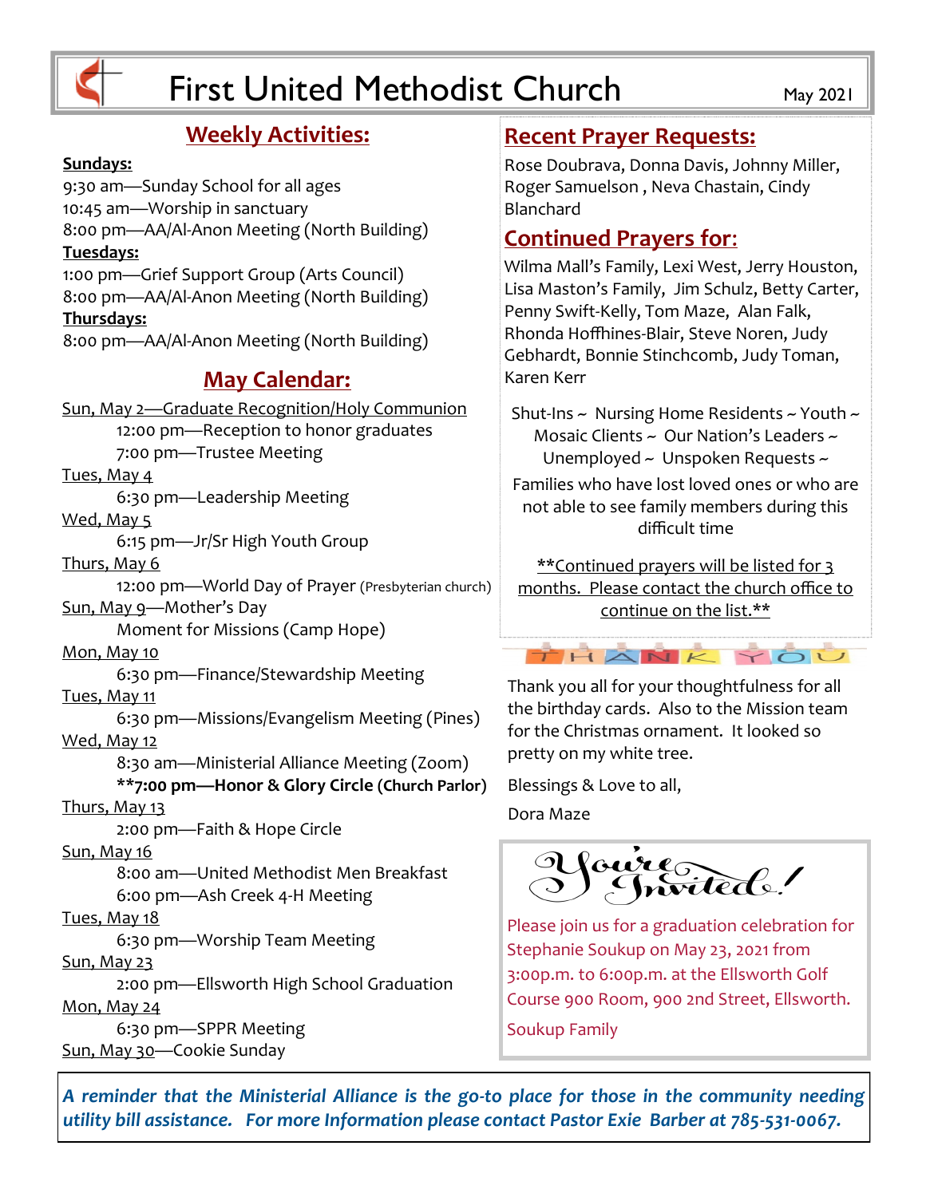# First United Methodist Church

May 2021

## Weekly Activities:

**Sundays:**

9:30 am—Sunday School for all ages
10:45 am—Worship in sanctuary
8:00 pm—AA/Al-Anon Meeting (North Building)

**Tuesdays:**

1:00 pm—Grief Support Group (Arts Council)
8:00 pm—AA/Al-Anon Meeting (North Building)

**Thursdays:**

8:00 pm—AA/Al-Anon Meeting (North Building)

## May Calendar:

Sun, May 2—Graduate Recognition/Holy Communion
- 12:00 pm—Reception to honor graduates
- 7:00 pm—Trustee Meeting

Tues, May 4
- 6:30 pm—Leadership Meeting

Wed, May 5
- 6:15 pm—Jr/Sr High Youth Group

Thurs, May 6
- 12:00 pm—World Day of Prayer (Presbyterian church)

Sun, May 9—Mother's Day
- Moment for Missions (Camp Hope)

Mon, May 10
- 6:30 pm—Finance/Stewardship Meeting

Tues, May 11
- 6:30 pm—Missions/Evangelism Meeting (Pines)

Wed, May 12
- 8:30 am—Ministerial Alliance Meeting (Zoom)
- **\*\*7:00 pm—Honor & Glory Circle (Church Parlor)**

Thurs, May 13
- 2:00 pm—Faith & Hope Circle

Sun, May 16
- 8:00 am—United Methodist Men Breakfast
- 6:00 pm—Ash Creek 4-H Meeting

Tues, May 18
- 6:30 pm—Worship Team Meeting

Sun, May 23
- 2:00 pm—Ellsworth High School Graduation

Mon, May 24
- 6:30 pm—SPPR Meeting

Sun, May 30—Cookie Sunday

## Recent Prayer Requests:

Rose Doubrava, Donna Davis, Johnny Miller, Roger Samuelson , Neva Chastain, Cindy Blanchard

## Continued Prayers for:

Wilma Mall's Family, Lexi West, Jerry Houston, Lisa Maston's Family, Jim Schulz, Betty Carter, Penny Swift-Kelly, Tom Maze, Alan Falk, Rhonda Hoffhines-Blair, Steve Noren, Judy Gebhardt, Bonnie Stinchcomb, Judy Toman, Karen Kerr

Shut-Ins ~ Nursing Home Residents ~ Youth ~ Mosaic Clients ~ Our Nation's Leaders ~ Unemployed ~ Unspoken Requests ~

Families who have lost loved ones or who are not able to see family members during this difficult time

**Continued prayers will be listed for 3 months. Please contact the church office to continue on the list.**

THANK YOU

Thank you all for your thoughtfulness for all the birthday cards. Also to the Mission team for the Christmas ornament. It looked so pretty on my white tree.

Blessings & Love to all,

Dora Maze

## You're Invited!

Please join us for a graduation celebration for Stephanie Soukup on May 23, 2021 from 3:00p.m. to 6:00p.m. at the Ellsworth Golf Course 900 Room, 900 2nd Street, Ellsworth.

Soukup Family

***A reminder that the Ministerial Alliance is the go-to place for those in the community needing utility bill assistance. For more Information please contact Pastor Exie Barber at 785-531-0067.***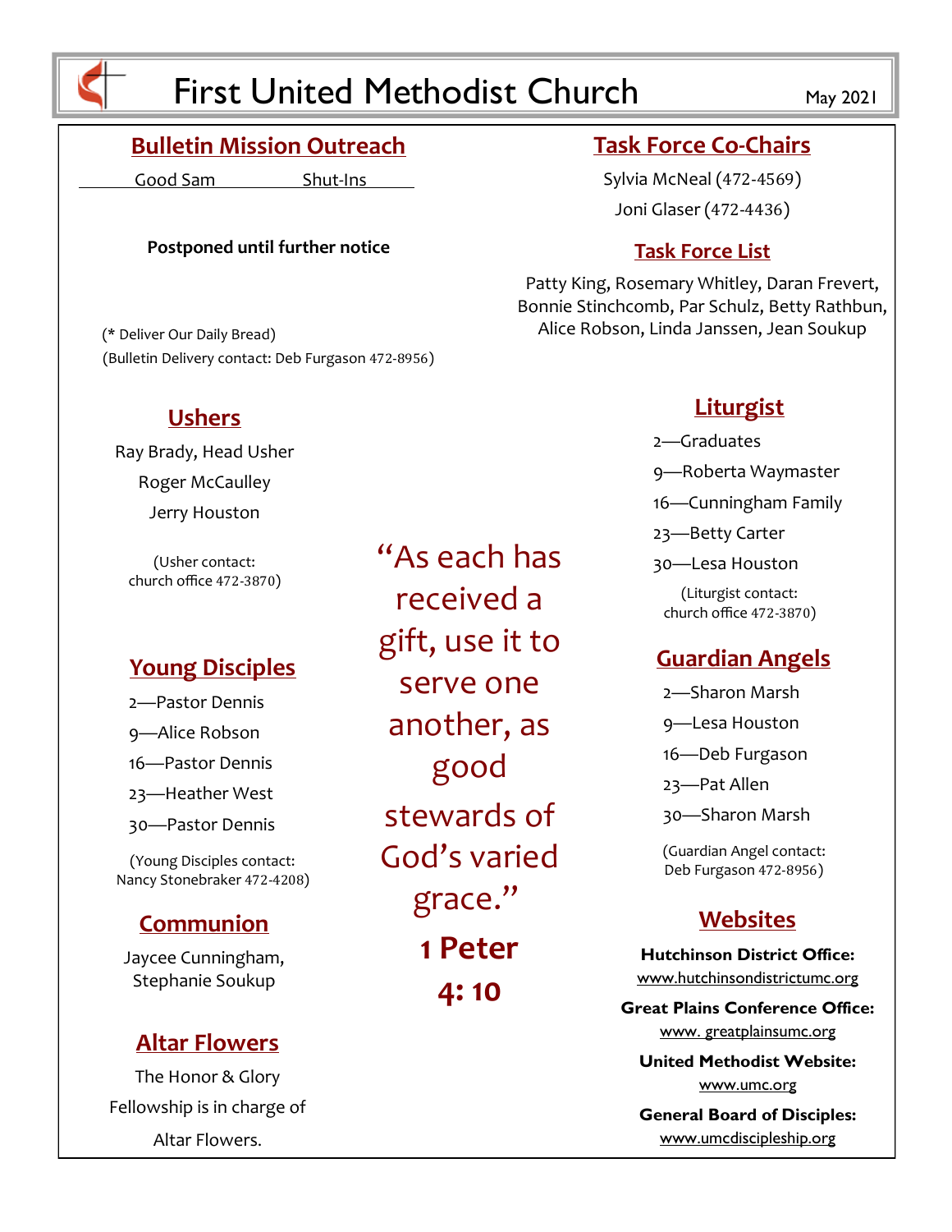# First United Methodist Church

May 2021

## Bulletin Mission Outreach

Good Sam Shut-Ins

**Postponed until further notice**

(* Deliver Our Daily Bread)
(Bulletin Delivery contact: Deb Furgason 472-8956)

## Ushers

Ray Brady, Head Usher
Roger McCaulley
Jerry Houston

(Usher contact: church office 472-3870)

## Young Disciples

2—Pastor Dennis
9—Alice Robson
16—Pastor Dennis
23—Heather West
30—Pastor Dennis

(Young Disciples contact: Nancy Stonebraker 472-4208)

## Communion

Jaycee Cunningham, Stephanie Soukup

## Altar Flowers

The Honor & Glory Fellowship is in charge of Altar Flowers.

"As each has received a gift, use it to serve one another, as good stewards of God's varied grace."

**1 Peter 4: 10**

## Task Force Co-Chairs

Sylvia McNeal (472-4569)
Joni Glaser (472-4436)

## Task Force List

Patty King, Rosemary Whitley, Daran Frevert, Bonnie Stinchcomb, Par Schulz, Betty Rathbun, Alice Robson, Linda Janssen, Jean Soukup

## Liturgist

2—Graduates
9—Roberta Waymaster
16—Cunningham Family
23—Betty Carter
30—Lesa Houston

(Liturgist contact: church office 472-3870)

## Guardian Angels

2—Sharon Marsh
9—Lesa Houston
16—Deb Furgason
23—Pat Allen
30—Sharon Marsh

(Guardian Angel contact: Deb Furgason 472-8956)

## Websites

**Hutchinson District Office:**
www.hutchinsondistrictumc.org

**Great Plains Conference Office:**
www. greatplainsumc.org

**United Methodist Website:**
www.umc.org

**General Board of Disciples:**
www.umcdiscipleship.org